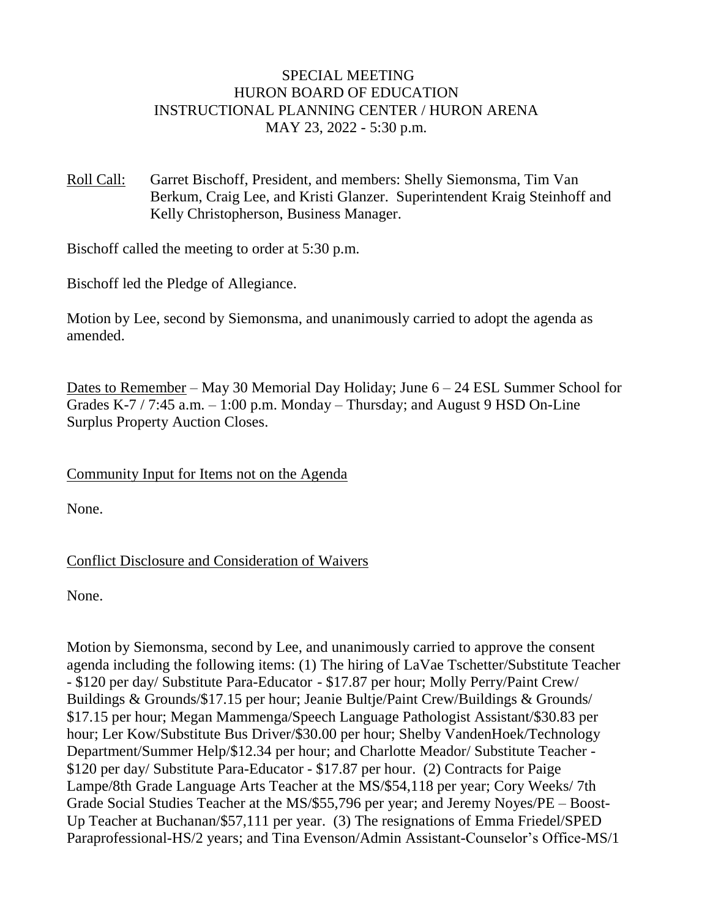# SPECIAL MEETING
# HURON BOARD OF EDUCATION
# INSTRUCTIONAL PLANNING CENTER / HURON ARENA
# MAY 23, 2022 - 5:30 p.m.

Roll Call: Garret Bischoff, President, and members: Shelly Siemonsma, Tim Van Berkum, Craig Lee, and Kristi Glanzer. Superintendent Kraig Steinhoff and Kelly Christopherson, Business Manager.

Bischoff called the meeting to order at 5:30 p.m.

Bischoff led the Pledge of Allegiance.

Motion by Lee, second by Siemonsma, and unanimously carried to adopt the agenda as amended.

Dates to Remember – May 30 Memorial Day Holiday; June 6 – 24 ESL Summer School for Grades K-7 / 7:45 a.m. – 1:00 p.m. Monday – Thursday; and August 9 HSD On-Line Surplus Property Auction Closes.

Community Input for Items not on the Agenda

None.

Conflict Disclosure and Consideration of Waivers

None.

Motion by Siemonsma, second by Lee, and unanimously carried to approve the consent agenda including the following items: (1) The hiring of LaVae Tschetter/Substitute Teacher - $120 per day/ Substitute Para-Educator - $17.87 per hour; Molly Perry/Paint Crew/ Buildings & Grounds/$17.15 per hour; Jeanie Bultje/Paint Crew/Buildings & Grounds/ $17.15 per hour; Megan Mammenga/Speech Language Pathologist Assistant/$30.83 per hour; Ler Kow/Substitute Bus Driver/$30.00 per hour; Shelby VandenHoek/Technology Department/Summer Help/$12.34 per hour; and Charlotte Meador/ Substitute Teacher - $120 per day/ Substitute Para-Educator - $17.87 per hour. (2) Contracts for Paige Lampe/8th Grade Language Arts Teacher at the MS/$54,118 per year; Cory Weeks/ 7th Grade Social Studies Teacher at the MS/$55,796 per year; and Jeremy Noyes/PE – Boost-Up Teacher at Buchanan/$57,111 per year. (3) The resignations of Emma Friedel/SPED Paraprofessional-HS/2 years; and Tina Evenson/Admin Assistant-Counselor's Office-MS/1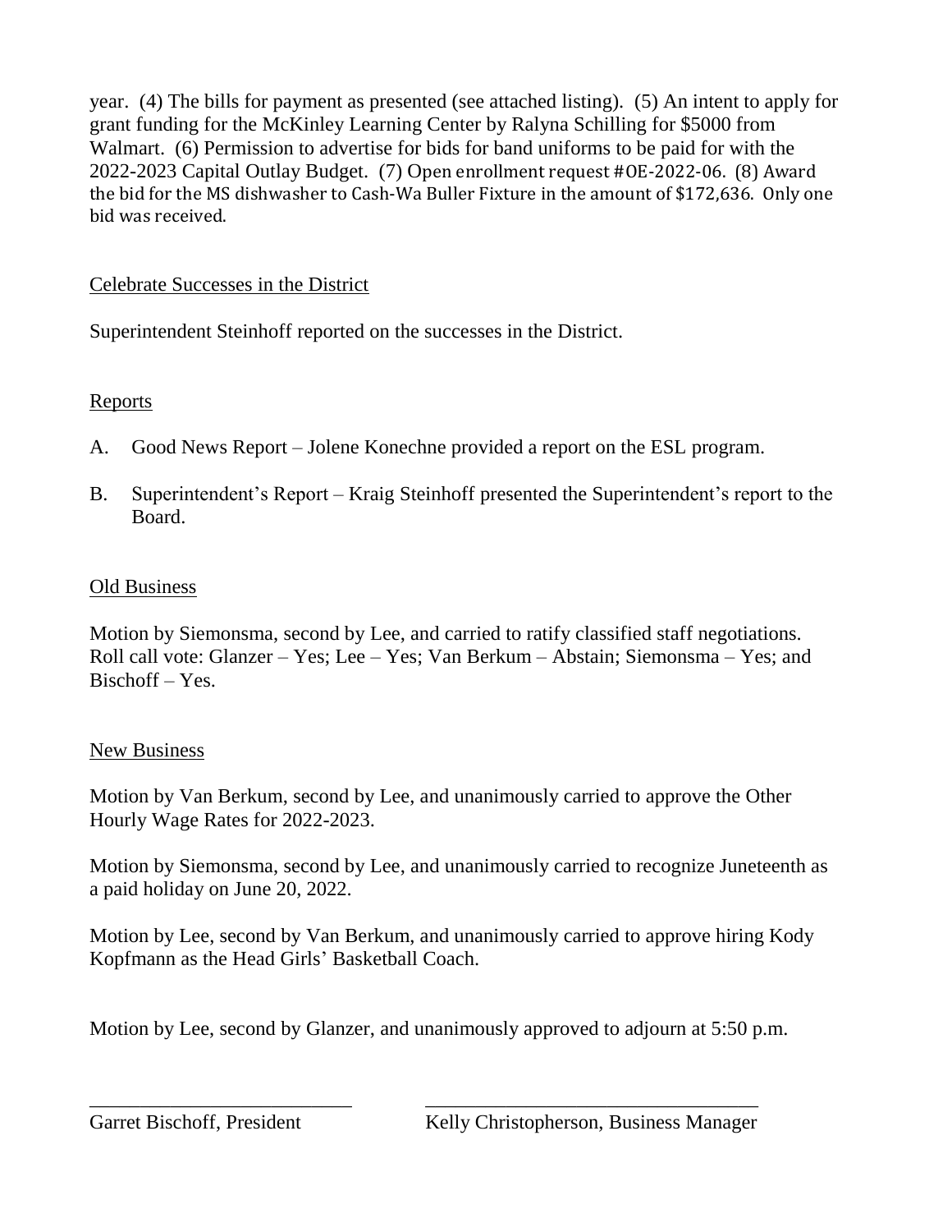year. (4) The bills for payment as presented (see attached listing). (5) An intent to apply for grant funding for the McKinley Learning Center by Ralyna Schilling for $5000 from Walmart. (6) Permission to advertise for bids for band uniforms to be paid for with the 2022-2023 Capital Outlay Budget. (7) Open enrollment request #OE-2022-06. (8) Award the bid for the MS dishwasher to Cash-Wa Buller Fixture in the amount of $172,636. Only one bid was received.

## Celebrate Successes in the District

Superintendent Steinhoff reported on the successes in the District.

## Reports

A. Good News Report – Jolene Konechne provided a report on the ESL program.

B. Superintendent's Report – Kraig Steinhoff presented the Superintendent's report to the Board.

## Old Business

Motion by Siemonsma, second by Lee, and carried to ratify classified staff negotiations. Roll call vote: Glanzer – Yes; Lee – Yes; Van Berkum – Abstain; Siemonsma – Yes; and Bischoff – Yes.

## New Business

Motion by Van Berkum, second by Lee, and unanimously carried to approve the Other Hourly Wage Rates for 2022-2023.

Motion by Siemonsma, second by Lee, and unanimously carried to recognize Juneteenth as a paid holiday on June 20, 2022.

Motion by Lee, second by Van Berkum, and unanimously carried to approve hiring Kody Kopfmann as the Head Girls' Basketball Coach.

Motion by Lee, second by Glanzer, and unanimously approved to adjourn at 5:50 p.m.

\_\_\_\_\_\_\_\_\_\_\_\_\_\_\_\_\_\_\_\_\_\_\_\_\_\_\_ \_\_\_\_\_\_\_\_\_\_\_\_\_\_\_\_\_\_\_\_\_\_\_\_\_\_\_\_\_\_\_\_\_\_\_

Garret Bischoff, President Kelly Christopherson, Business Manager